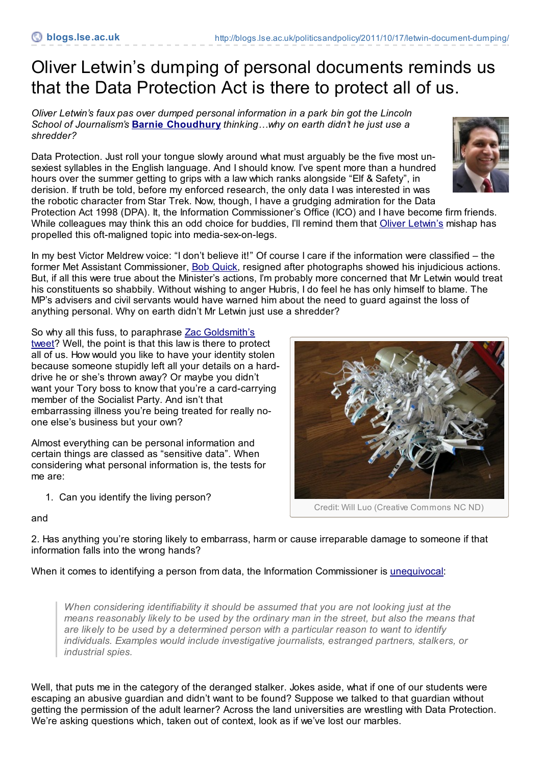# Oliver Letwin's dumping of personal documents reminds us that the Data Protection Act is there to protect all of us.

*Oliver Letwin's faux pas over dumped personal information in a park bin got the Lincoln School of Journalism's* **Barnie Choudhury** *thinking…why on earth didn't he just use a shredder?*

Data Protection. Just roll your tongue slowly around what must arguably be the five most un-sexiest syllables in the English language. And I should know. I've spent more than a hundred hours over the summer getting to grips with a law which ranks alongside "Elf & Safety", in derision. If truth be told, before my enforced research, the only data I was interested in was the robotic character from Star Trek. Now, though, I have a grudging admiration for the Data Protection Act 1998 (DPA). It, the Information Commissioner's Office (ICO) and I have become firm friends. While colleagues may think this an odd choice for buddies, I'll remind them that Oliver Letwin's mishap has propelled this oft-maligned topic into media-sex-on-legs.

In my best Victor Meldrew voice: "I don't believe it!" Of course I care if the information were classified – the former Met Assistant Commissioner, Bob Quick, resigned after photographs showed his injudicious actions. But, if all this were true about the Minister's actions, I'm probably more concerned that Mr Letwin would treat his constituents so shabbily. Without wishing to anger Hubris, I do feel he has only himself to blame. The MP's advisers and civil servants would have warned him about the need to guard against the loss of anything personal. Why on earth didn't Mr Letwin just use a shredder?

So why all this fuss, to paraphrase Zac Goldsmith's tweet? Well, the point is that this law is there to protect all of us. How would you like to have your identity stolen because someone stupidly left all your details on a hard-drive he or she's thrown away? Or maybe you didn't want your Tory boss to know that you're a card-carrying member of the Socialist Party. And isn't that embarrassing illness you're being treated for really no-one else's business but your own?

Credit: Will Luo (Creative Commons NC ND)

Almost everything can be personal information and certain things are classed as "sensitive data". When considering what personal information is, the tests for me are:

1. Can you identify the living person?

and

2. Has anything you're storing likely to embarrass, harm or cause irreparable damage to someone if that information falls into the wrong hands?

When it comes to identifying a person from data, the Information Commissioner is unequivocal:

> *When considering identifiability it should be assumed that you are not looking just at the means reasonably likely to be used by the ordinary man in the street, but also the means that are likely to be used by a determined person with a particular reason to want to identify individuals. Examples would include investigative journalists, estranged partners, stalkers, or industrial spies.*

Well, that puts me in the category of the deranged stalker. Jokes aside, what if one of our students were escaping an abusive guardian and didn't want to be found? Suppose we talked to that guardian without getting the permission of the adult learner? Across the land universities are wrestling with Data Protection. We're asking questions which, taken out of context, look as if we've lost our marbles.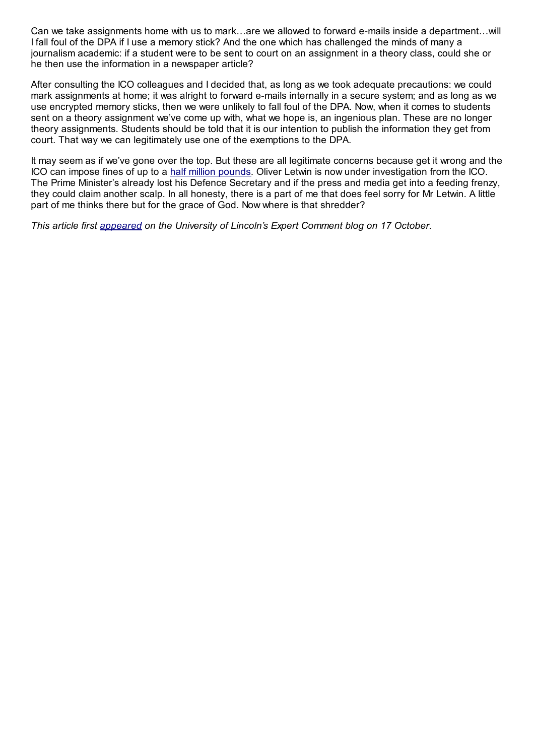Can we take assignments home with us to mark…are we allowed to forward e-mails inside a department…will I fall foul of the DPA if I use a memory stick? And the one which has challenged the minds of many a journalism academic: if a student were to be sent to court on an assignment in a theory class, could she or he then use the information in a newspaper article?

After consulting the ICO colleagues and I decided that, as long as we took adequate precautions: we could mark assignments at home; it was alright to forward e-mails internally in a secure system; and as long as we use encrypted memory sticks, then we were unlikely to fall foul of the DPA. Now, when it comes to students sent on a theory assignment we've come up with, what we hope is, an ingenious plan. These are no longer theory assignments. Students should be told that it is our intention to publish the information they get from court. That way we can legitimately use one of the exemptions to the DPA.

It may seem as if we've gone over the top. But these are all legitimate concerns because get it wrong and the ICO can impose fines of up to a half million pounds. Oliver Letwin is now under investigation from the ICO. The Prime Minister's already lost his Defence Secretary and if the press and media get into a feeding frenzy, they could claim another scalp. In all honesty, there is a part of me that does feel sorry for Mr Letwin. A little part of me thinks there but for the grace of God. Now where is that shredder?

*This article first appeared on the University of Lincoln's Expert Comment blog on 17 October.*